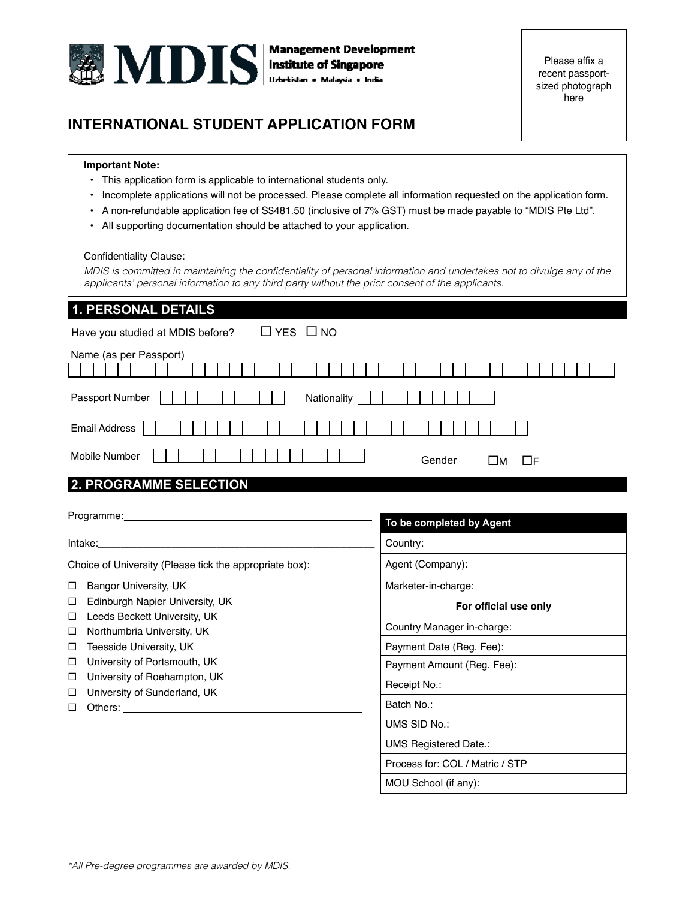**Management Development Institute of Singapore**
Uzbekistan • Malaysia • India

Please affix a recent passport-sized photograph here

# INTERNATIONAL STUDENT APPLICATION FORM

**Important Note:**

- This application form is applicable to international students only.
- Incomplete applications will not be processed. Please complete all information requested on the application form.
- A non-refundable application fee of S$481.50 (inclusive of 7% GST) must be made payable to "MDIS Pte Ltd".
- All supporting documentation should be attached to your application.

Confidentiality Clause:

*MDIS is committed in maintaining the confidentiality of personal information and undertakes not to divulge any of the applicants' personal information to any third party without the prior consent of the applicants.*

## 1. PERSONAL DETAILS

Have you studied at MDIS before? ☐ YES ☐ NO

Name (as per Passport)

Passport Number

Nationality

Email Address

Mobile Number

Gender ☐M ☐F

## 2. PROGRAMME SELECTION

Programme: \_\_\_\_\_\_\_\_\_\_\_\_\_\_\_\_\_\_\_\_\_\_\_\_\_\_\_\_\_\_

Intake: \_\_\_\_\_\_\_\_\_\_\_\_\_\_\_\_\_\_\_\_\_\_\_\_\_\_\_\_\_\_

Choice of University (Please tick the appropriate box):

- ☐ Bangor University, UK
- ☐ Edinburgh Napier University, UK
- ☐ Leeds Beckett University, UK
- ☐ Northumbria University, UK
- ☐ Teesside University, UK
- ☐ University of Portsmouth, UK
- ☐ University of Roehampton, UK
- ☐ University of Sunderland, UK
- ☐ Others: \_\_\_\_\_\_\_\_\_\_\_\_\_\_\_\_\_\_\_\_\_\_\_\_\_\_\_\_\_\_

| To be completed by Agent |
|---|
| Country: |
| Agent (Company): |
| Marketer-in-charge: |
| **For official use only** |
| Country Manager in-charge: |
| Payment Date (Reg. Fee): |
| Payment Amount (Reg. Fee): |
| Receipt No.: |
| Batch No.: |
| UMS SID No.: |
| UMS Registered Date.: |
| Process for: COL / Matric / STP |
| MOU School (if any): |

*\*All Pre-degree programmes are awarded by MDIS.*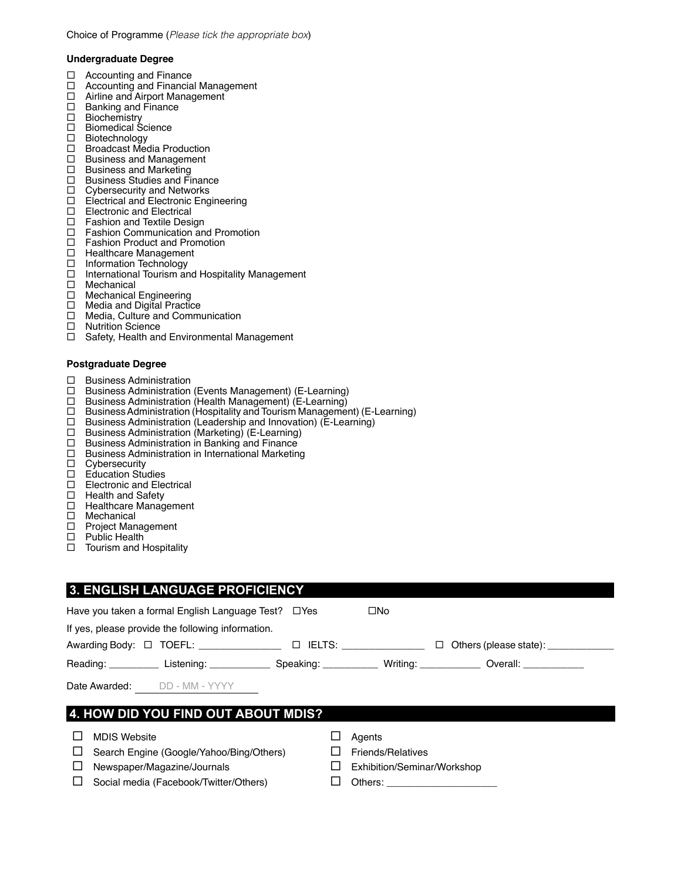Choice of Programme (*Please tick the appropriate box*)

**Undergraduate Degree**

- ☐ Accounting and Finance
- ☐ Accounting and Financial Management
- ☐ Airline and Airport Management
- ☐ Banking and Finance
- ☐ Biochemistry
- ☐ Biomedical Science
- ☐ Biotechnology
- ☐ Broadcast Media Production
- ☐ Business and Management
- ☐ Business and Marketing
- ☐ Business Studies and Finance
- ☐ Cybersecurity and Networks
- ☐ Electrical and Electronic Engineering
- ☐ Electronic and Electrical
- ☐ Fashion and Textile Design
- ☐ Fashion Communication and Promotion
- ☐ Fashion Product and Promotion
- ☐ Healthcare Management
- ☐ Information Technology
- ☐ International Tourism and Hospitality Management
- ☐ Mechanical
- ☐ Mechanical Engineering
- ☐ Media and Digital Practice
- ☐ Media, Culture and Communication
- ☐ Nutrition Science
- ☐ Safety, Health and Environmental Management

**Postgraduate Degree**

- ☐ Business Administration
- ☐ Business Administration (Events Management) (E-Learning)
- ☐ Business Administration (Health Management) (E-Learning)
- ☐ Business Administration (Hospitality and Tourism Management) (E-Learning)
- ☐ Business Administration (Leadership and Innovation) (E-Learning)
- ☐ Business Administration (Marketing) (E-Learning)
- ☐ Business Administration in Banking and Finance
- ☐ Business Administration in International Marketing
- ☐ Cybersecurity
- ☐ Education Studies
- ☐ Electronic and Electrical
- ☐ Health and Safety
- ☐ Healthcare Management
- ☐ Mechanical
- ☐ Project Management
- ☐ Public Health
- ☐ Tourism and Hospitality

## 3. ENGLISH LANGUAGE PROFICIENCY

Have you taken a formal English Language Test? ☐Yes ☐No

If yes, please provide the following information.

Awarding Body: ☐ TOEFL: _______________ ☐ IELTS: _______________ ☐ Others (please state): ____________

Reading: _________ Listening: ___________ Speaking: __________ Writing: ___________ Overall: ___________

Date Awarded: DD - MM - YYYY

## 4. HOW DID YOU FIND OUT ABOUT MDIS?

- ☐ MDIS Website
- ☐ Search Engine (Google/Yahoo/Bing/Others)
- ☐ Newspaper/Magazine/Journals
- ☐ Social media (Facebook/Twitter/Others)
- ☐ Agents
- ☐ Friends/Relatives
- ☐ Exhibition/Seminar/Workshop
- ☐ Others: ____________________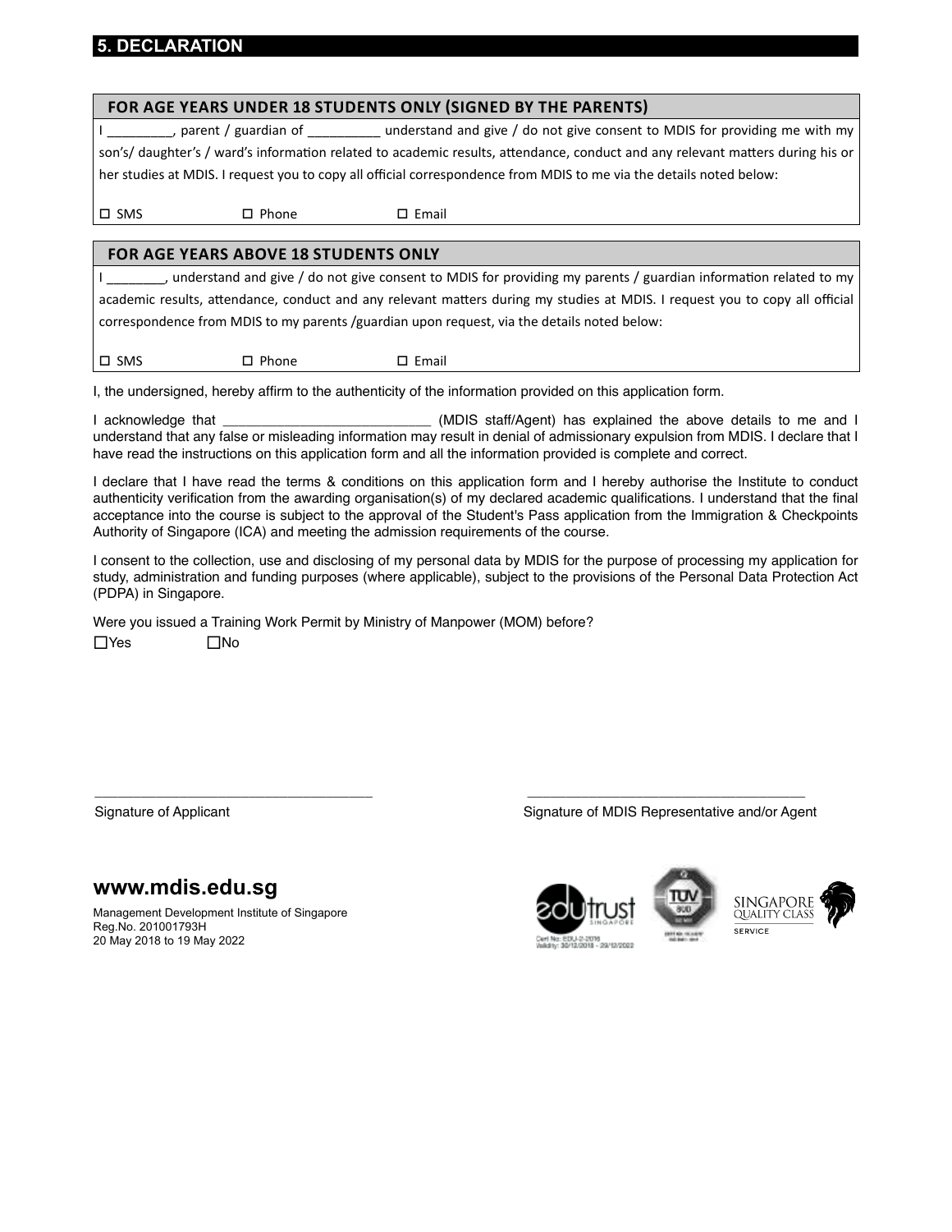## 5. DECLARATION

### FOR AGE YEARS UNDER 18 STUDENTS ONLY (SIGNED BY THE PARENTS)

I _________, parent / guardian of __________ understand and give / do not give consent to MDIS for providing me with my son's/ daughter's / ward's information related to academic results, attendance, conduct and any relevant matters during his or her studies at MDIS. I request you to copy all official correspondence from MDIS to me via the details noted below:

☐ SMS ☐ Phone ☐ Email

### FOR AGE YEARS ABOVE 18 STUDENTS ONLY

I ________, understand and give / do not give consent to MDIS for providing my parents / guardian information related to my academic results, attendance, conduct and any relevant matters during my studies at MDIS. I request you to copy all official correspondence from MDIS to my parents /guardian upon request, via the details noted below:

☐ SMS ☐ Phone ☐ Email

I, the undersigned, hereby affirm to the authenticity of the information provided on this application form.

I acknowledge that ____________________________ (MDIS staff/Agent) has explained the above details to me and I understand that any false or misleading information may result in denial of admissionary expulsion from MDIS. I declare that I have read the instructions on this application form and all the information provided is complete and correct.

I declare that I have read the terms & conditions on this application form and I hereby authorise the Institute to conduct authenticity verification from the awarding organisation(s) of my declared academic qualifications. I understand that the final acceptance into the course is subject to the approval of the Student's Pass application from the Immigration & Checkpoints Authority of Singapore (ICA) and meeting the admission requirements of the course.

I consent to the collection, use and disclosing of my personal data by MDIS for the purpose of processing my application for study, administration and funding purposes (where applicable), subject to the provisions of the Personal Data Protection Act (PDPA) in Singapore.

Were you issued a Training Work Permit by Ministry of Manpower (MOM) before?

☐Yes ☐No

_____________________________________ Signature of Applicant

_____________________________________ Signature of MDIS Representative and/or Agent

**www.mdis.edu.sg**

Management Development Institute of Singapore
Reg.No. 201001793H
20 May 2018 to 19 May 2022

Cert No: EDU-2-2016
Validity: 30/12/2018 - 29/12/2022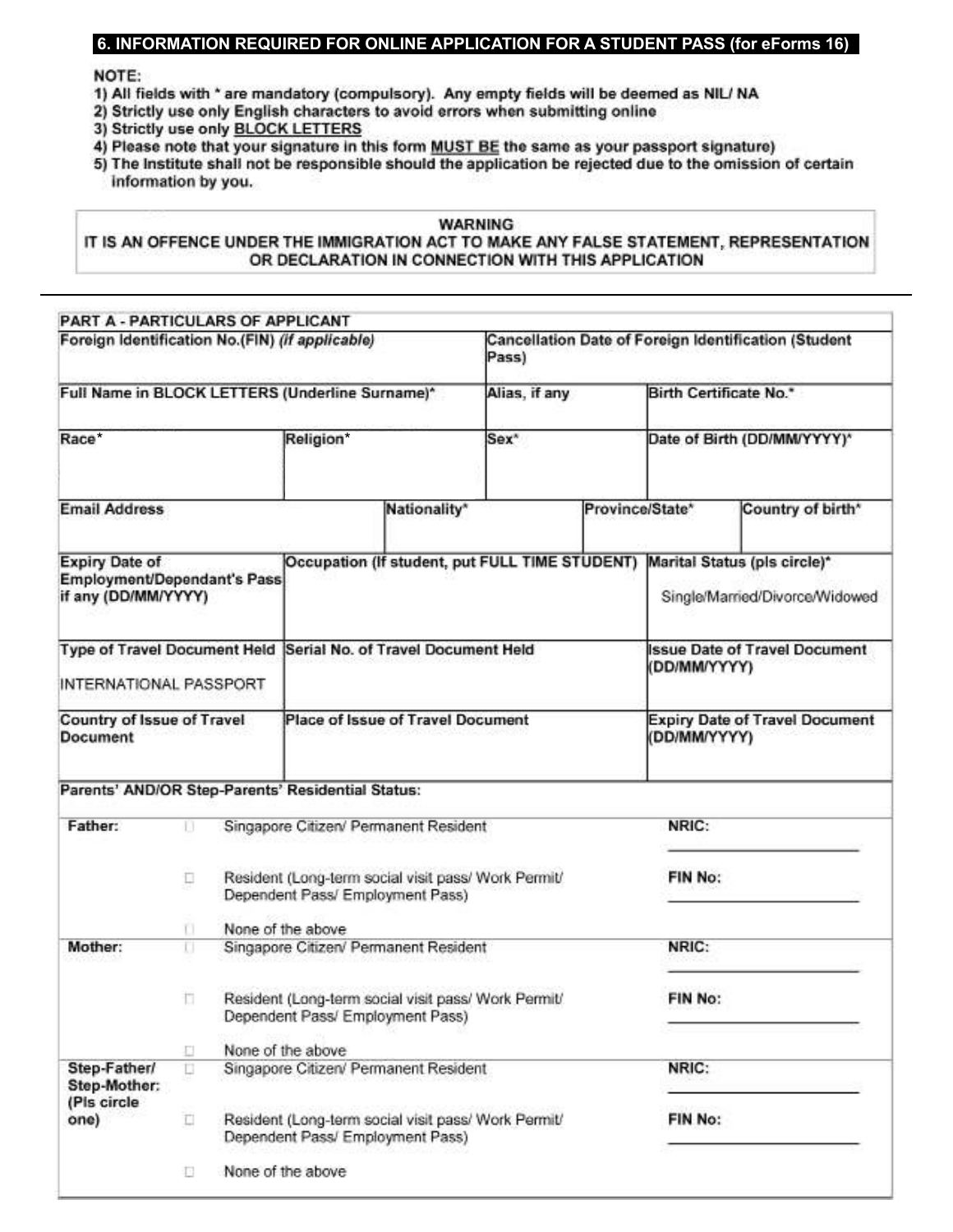## 6. INFORMATION REQUIRED FOR ONLINE APPLICATION FOR A STUDENT PASS (for eForms 16)

**NOTE:**

1) All fields with * are mandatory (compulsory). Any empty fields will be deemed as NIL/ NA
2) Strictly use only English characters to avoid errors when submitting online
3) Strictly use only BLOCK LETTERS
4) Please note that your signature in this form MUST BE the same as your passport signature)
5) The Institute shall not be responsible should the application be rejected due to the omission of certain information by you.

**WARNING**
**IT IS AN OFFENCE UNDER THE IMMIGRATION ACT TO MAKE ANY FALSE STATEMENT, REPRESENTATION OR DECLARATION IN CONNECTION WITH THIS APPLICATION**

---

**PART A - PARTICULARS OF APPLICANT**

| | | | |
|---|---|---|---|
| Foreign Identification No.(FIN) *(if applicable)* | | Cancellation Date of Foreign Identification (Student Pass) | |
| Full Name in BLOCK LETTERS (Underline Surname)* | | Alias, if any | Birth Certificate No.* |
| Race* | Religion* | Sex* | Date of Birth (DD/MM/YYYY)* |
| Email Address | Nationality* | Province/State* | Country of birth* |
| Expiry Date of Employment/Dependant's Pass if any (DD/MM/YYYY) | Occupation (If student, put FULL TIME STUDENT) | | Marital Status (pls circle)*<br>Single/Married/Divorce/Widowed |
| Type of Travel Document Held<br>INTERNATIONAL PASSPORT | Serial No. of Travel Document Held | | Issue Date of Travel Document (DD/MM/YYYY) |
| Country of Issue of Travel Document | Place of Issue of Travel Document | | Expiry Date of Travel Document (DD/MM/YYYY) |

**Parents' AND/OR Step-Parents' Residential Status:**

| | | | |
|---|---|---|---|
| **Father:** | ☐ | Singapore Citizen/ Permanent Resident | NRIC: ____________ |
| | ☐ | Resident (Long-term social visit pass/ Work Permit/ Dependent Pass/ Employment Pass) | FIN No: ____________ |
| | ☐ | None of the above | |
| **Mother:** | ☐ | Singapore Citizen/ Permanent Resident | NRIC: ____________ |
| | ☐ | Resident (Long-term social visit pass/ Work Permit/ Dependent Pass/ Employment Pass) | FIN No: ____________ |
| | ☐ | None of the above | |
| **Step-Father/ Step-Mother: (Pls circle one)** | ☐ | Singapore Citizen/ Permanent Resident | NRIC: ____________ |
| | ☐ | Resident (Long-term social visit pass/ Work Permit/ Dependent Pass/ Employment Pass) | FIN No: ____________ |
| | ☐ | None of the above | |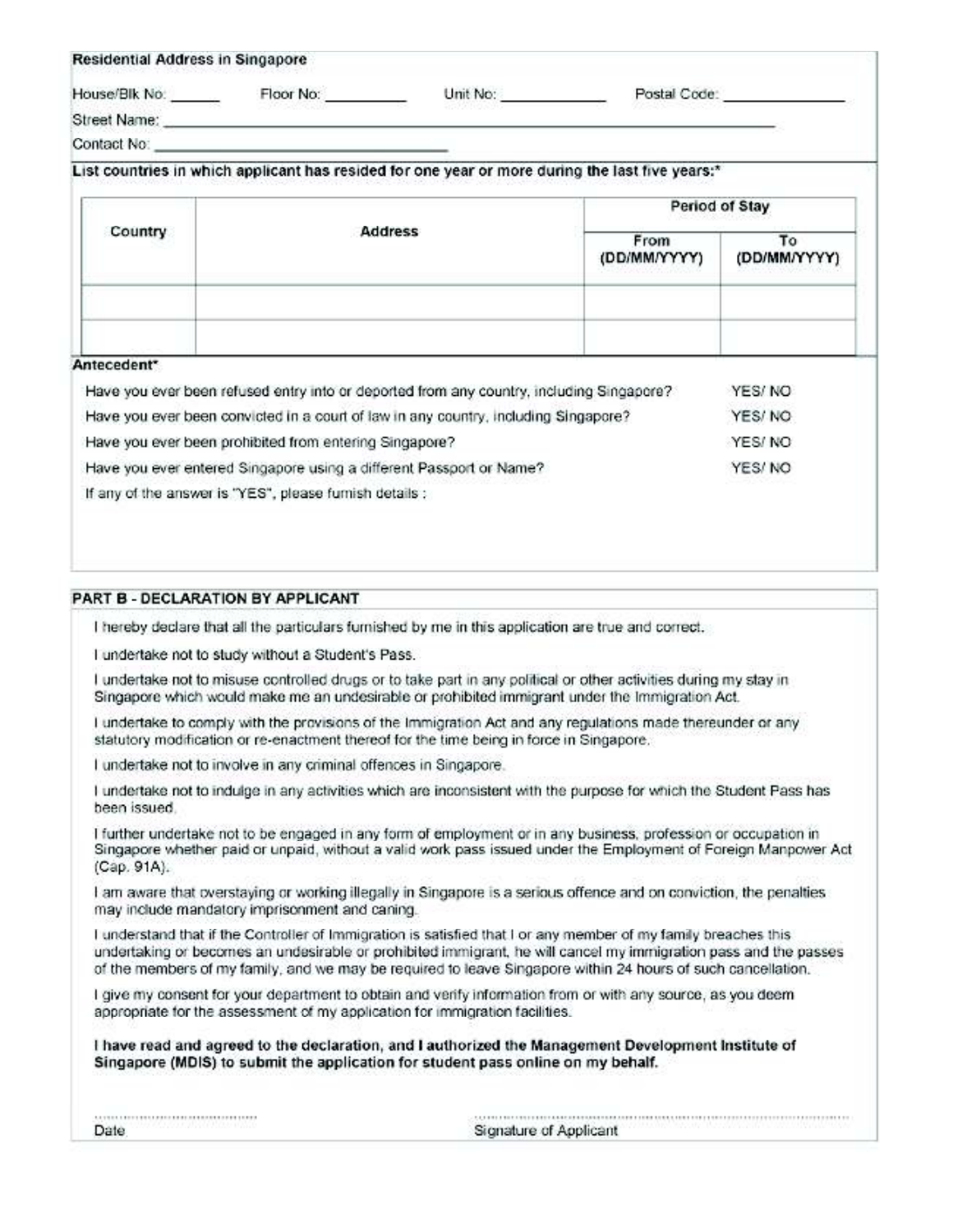**Residential Address in Singapore**

House/Blk No: ______ Floor No: __________ Unit No: ____________ Postal Code: ______________

Street Name: ___________________________________________________________________

Contact No: ________________________________

**List countries in which applicant has resided for one year or more during the last five years:***

| Country | Address | Period of Stay | |
|---|---|---|---|
| | | From (DD/MM/YYYY) | To (DD/MM/YYYY) |
| | | | |
| | | | |

**Antecedent***

| | |
|---|---|
| Have you ever been refused entry into or deported from any country, including Singapore? | YES/ NO |
| Have you ever been convicted in a court of law in any country, including Singapore? | YES/ NO |
| Have you ever been prohibited from entering Singapore? | YES/ NO |
| Have you ever entered Singapore using a different Passport or Name? | YES/ NO |

If any of the answer is "YES", please furnish details :

## PART B - DECLARATION BY APPLICANT

I hereby declare that all the particulars furnished by me in this application are true and correct.

I undertake not to study without a Student's Pass.

I undertake not to misuse controlled drugs or to take part in any political or other activities during my stay in Singapore which would make me an undesirable or prohibited immigrant under the Immigration Act.

I undertake to comply with the provisions of the Immigration Act and any regulations made thereunder or any statutory modification or re-enactment thereof for the time being in force in Singapore.

I undertake not to involve in any criminal offences in Singapore.

I undertake not to indulge in any activities which are inconsistent with the purpose for which the Student Pass has been issued.

I further undertake not to be engaged in any form of employment or in any business, profession or occupation in Singapore whether paid or unpaid, without a valid work pass issued under the Employment of Foreign Manpower Act (Cap. 91A).

I am aware that overstaying or working illegally in Singapore is a serious offence and on conviction, the penalties may include mandatory imprisonment and caning.

I understand that if the Controller of Immigration is satisfied that I or any member of my family breaches this undertaking or becomes an undesirable or prohibited immigrant, he will cancel my immigration pass and the passes of the members of my family, and we may be required to leave Singapore within 24 hours of such cancellation.

I give my consent for your department to obtain and verify information from or with any source, as you deem appropriate for the assessment of my application for immigration facilities.

**I have read and agreed to the declaration, and I authorized the Management Development Institute of Singapore (MDIS) to submit the application for student pass online on my behalf.**

.................................................. ..................................................................................

Date Signature of Applicant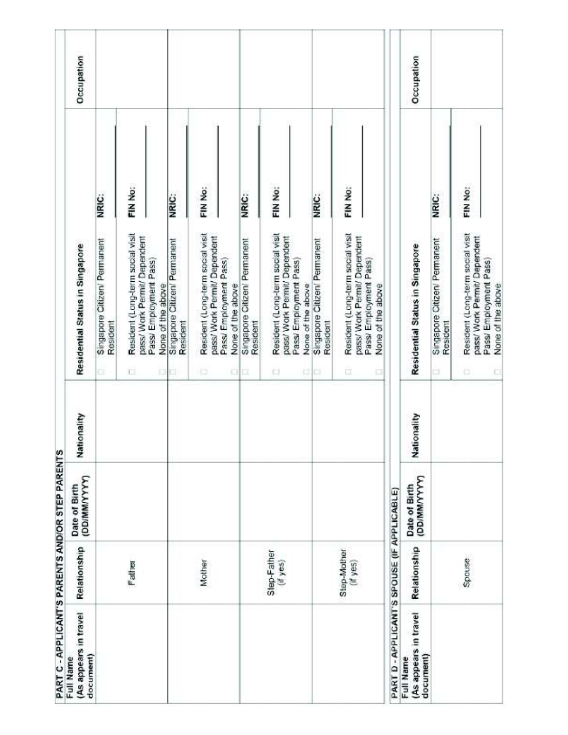## PART C - APPLICANT'S PARENTS AND/OR STEP PARENTS

| Full Name (As appears in travel document) | Relationship | Date of Birth (DD/MM/YYYY) | Nationality | Residential Status in Singapore | | Occupation |
|---|---|---|---|---|---|---|
| | Father | | | ☐ Singapore Citizen/ Permanent Resident | NRIC: | |
| | | | | ☐ Resident (Long-term social visit pass/ Work Permit/ Dependent Pass/ Employment Pass) | FIN No: | |
| | | | | ☐ None of the above | | |
| | Mother | | | ☐ Singapore Citizen/ Permanent Resident | NRIC: | |
| | | | | ☐ Resident (Long-term social visit pass/ Work Permit/ Dependent Pass/ Employment Pass) | FIN No: | |
| | | | | ☐ None of the above | | |
| | Step-Father (if yes) | | | ☐ Singapore Citizen/ Permanent Resident | NRIC: | |
| | | | | ☐ Resident (Long-term social visit pass/ Work Permit/ Dependent Pass/ Employment Pass) | FIN No: | |
| | | | | ☐ None of the above | | |
| | Step-Mother (if yes) | | | ☐ Singapore Citizen/ Permanent Resident | NRIC: | |
| | | | | ☐ Resident (Long-term social visit pass/ Work Permit/ Dependent Pass/ Employment Pass) | FIN No: | |
| | | | | ☐ None of the above | | |

## PART D - APPLICANT'S SPOUSE (IF APPLICABLE)

| Full Name (As appears in travel document) | Relationship | Date of Birth (DD/MM/YYYY) | Nationality | Residential Status in Singapore | | Occupation |
|---|---|---|---|---|---|---|
| | Spouse | | | ☐ Singapore Citizen/ Permanent Resident | NRIC: | |
| | | | | ☐ Resident (Long-term social visit pass/ Work Permit/ Dependent Pass/ Employment Pass) | FIN No: | |
| | | | | ☐ None of the above | | |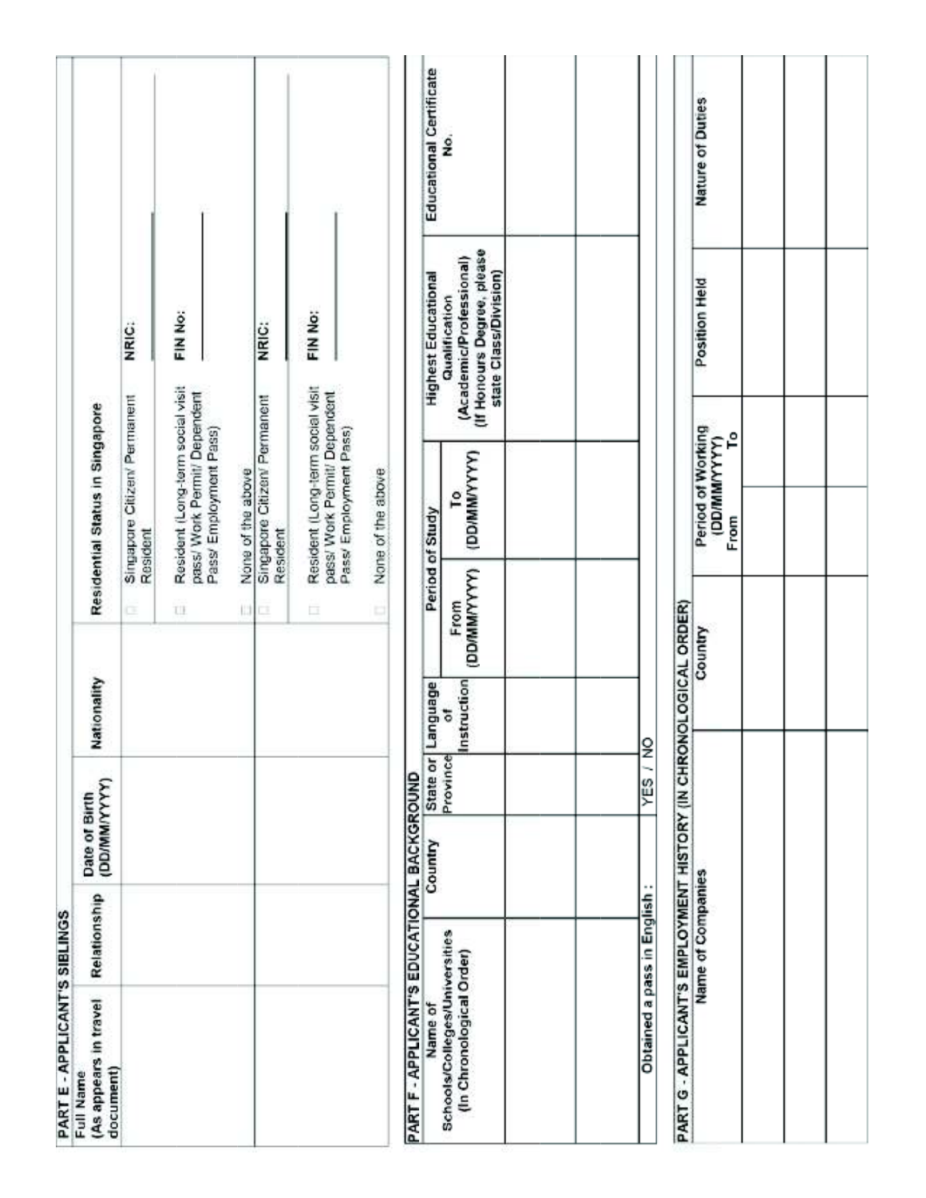## PART E - APPLICANT'S SIBLINGS

| Full Name (As appears in travel document) | Relationship | Date of Birth (DD/MM/YYYY) | Nationality | Residential Status in Singapore | |
|---|---|---|---|---|---|
| | | | | ☐ Singapore Citizen/ Permanent Resident | NRIC: |
| | | | | ☐ Resident (Long-term social visit pass/ Work Permit/ Dependent Pass/ Employment Pass) | FIN No: |
| | | | | ☐ None of the above | |
| | | | | ☐ Singapore Citizen/ Permanent Resident | NRIC: |
| | | | | ☐ Resident (Long-term social visit pass/ Work Permit/ Dependent Pass/ Employment Pass) | FIN No: |
| | | | | ☐ None of the above | |

## PART F - APPLICANT'S EDUCATIONAL BACKGROUND

| Name of Schools/Colleges/Universities (In Chronological Order) | Country | State or Province | Language of Instruction | Period of Study | | Highest Educational Qualification (Academic/Professional) (If Honours Degree, please state Class/Division) | Educational Certificate No. |
|---|---|---|---|---|---|---|---|
| | | | | From (DD/MM/YYYY) | To (DD/MM/YYYY) | | |
| | | | | | | | |
| | | | | | | | |

Obtained a pass in English : YES / NO

## PART G - APPLICANT'S EMPLOYMENT HISTORY (IN CHRONOLOGICAL ORDER)

| Name of Companies | Country | Period of Working (DD/MM/YYYY) | | Position Held | Nature of Duties |
|---|---|---|---|---|---|
| | | From | To | | |
| | | | | | |
| | | | | | |
| | | | | | |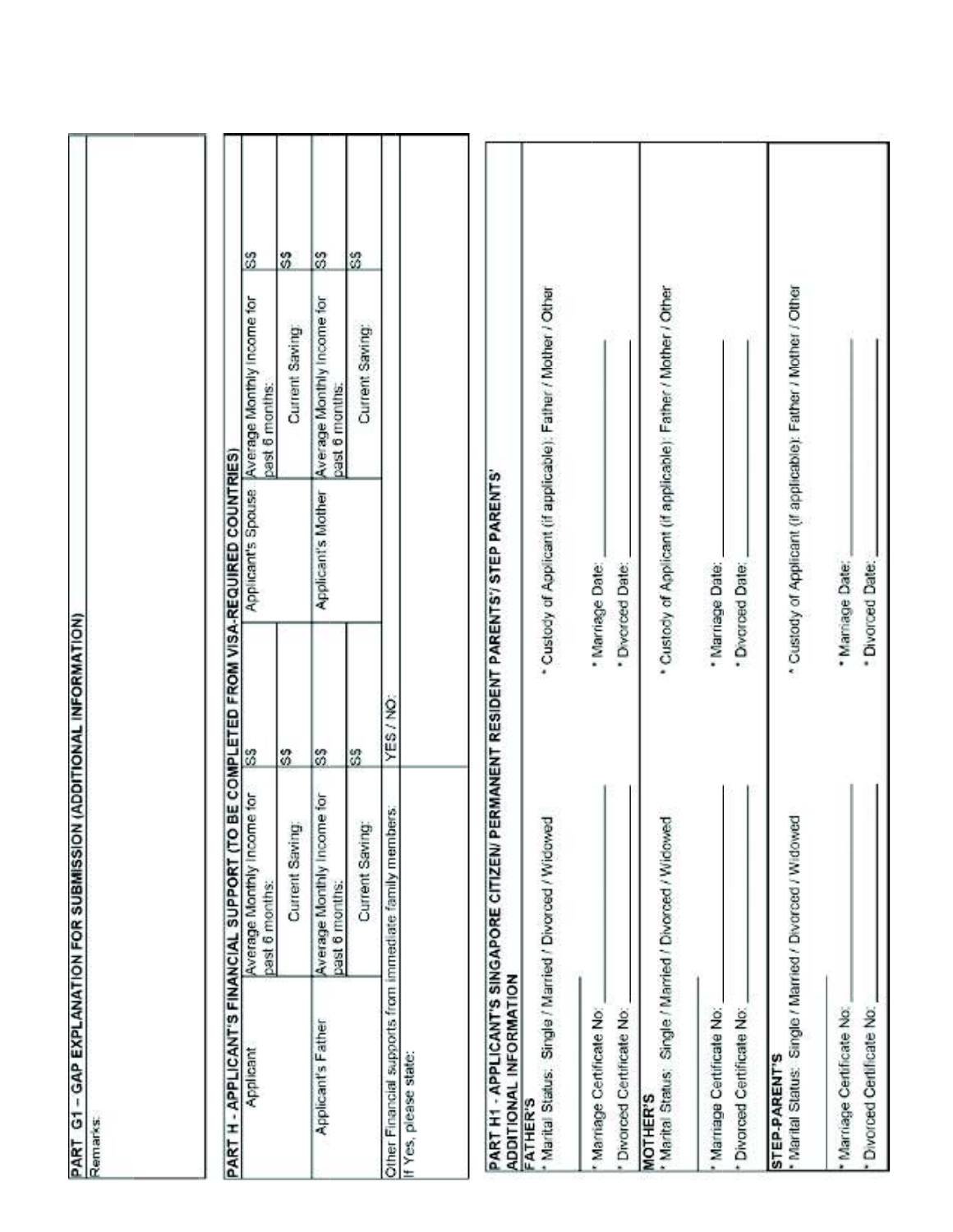## PART G1 – GAP EXPLANATION FOR SUBMISSION (ADDITIONAL INFORMATION)

| Remarks: |
|---|
| |

## PART H - APPLICANT'S FINANCIAL SUPPORT (TO BE COMPLETED FROM VISA-REQUIRED COUNTRIES)

| | | | | | |
|---|---|---|---|---|---|
| Applicant | Average Monthly Income for past 6 months: | S$ | Applicant's Spouse | Average Monthly Income for past 6 months: | S$ |
| | Current Saving: | S$ | | Current Saving: | S$ |
| Applicant's Father | Average Monthly Income for past 6 months: | S$ | Applicant's Mother | Average Monthly Income for past 6 months: | S$ |
| | Current Saving: | S$ | | Current Saving: | S$ |
| Other Financial supports from immediate family members: | | YES / NO: | | | |
| If Yes, please state: | | | | | |

## PART H1 - APPLICANT'S SINGAPORE CITIZEN/ PERMANENT RESIDENT PARENTS'/ STEP PARENTS' ADDITIONAL INFORMATION

**FATHER'S**

\* Marital Status: Single / Married / Divorced / Widowed

\* Custody of Applicant (if applicable): Father / Mother / Other

\* Marriage Certificate No: ______________ \* Marriage Date: ______________

\* Divorced Certificate No: ______________ \* Divorced Date: ______________

**MOTHER'S**

\* Marital Status: Single / Married / Divorced / Widowed

\* Custody of Applicant (if applicable): Father / Mother / Other

\* Marriage Certificate No: ______________ \* Marriage Date: ______________

\* Divorced Certificate No: ______________ \* Divorced Date: ______________

**STEP-PARENT'S**

\* Marital Status: Single / Married / Divorced / Widowed

\* Custody of Applicant (if applicable): Father / Mother / Other

\* Marriage Certificate No: ______________ \* Marriage Date: ______________

\* Divorced Certificate No: ______________ \* Divorced Date: ______________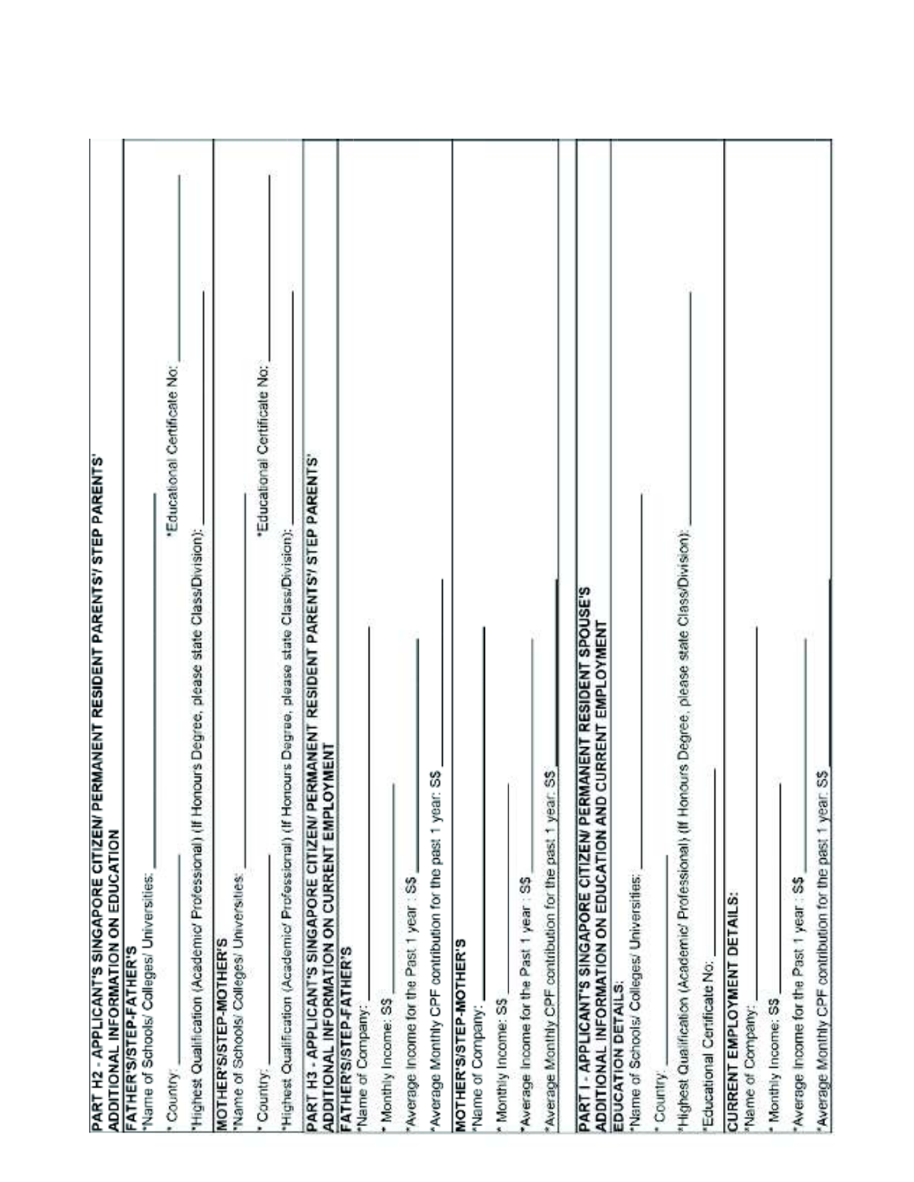**PART H2 - APPLICANT'S SINGAPORE CITIZEN/ PERMANENT RESIDENT PARENTS'/ STEP PARENTS' ADDITIONAL INFORMATION ON EDUCATION**

**FATHER'S/STEP-FATHER'S**

*Name of Schools/ Colleges/ Universities: ______________________________

* Country: ______________ *Educational Certificate No: ______________

*Highest Qualification (Academic/ Professional) (If Honours Degree, please state Class/Division): ______________

**MOTHER'S/STEP-MOTHER'S**

*Name of Schools/ Colleges/ Universities: ______________________________

* Country: ______________ *Educational Certificate No: ______________

*Highest Qualification (Academic/ Professional) (If Honours Degree, please state Class/Division): ______________

**PART H3 - APPLICANT'S SINGAPORE CITIZEN/ PERMANENT RESIDENT PARENTS'/ STEP PARENTS' ADDITIONAL INFORMATION ON CURRENT EMPLOYMENT**

**FATHER'S/STEP-FATHER'S**

*Name of Company: ______________________________

* Monthly Income: S$ ______________

*Average Income for the Past 1 year : S$ ______________

*Average Monthly CPF contribution for the past 1 year: S$ ______________

**MOTHER'S/STEP-MOTHER'S**

*Name of Company: ______________________________

* Monthly Income: S$ ______________

*Average Income for the Past 1 year : S$ ______________

*Average Monthly CPF contribution for the past 1 year: S$ ______________

**PART I - APPLICANT'S SINGAPORE CITIZEN/ PERMANENT RESIDENT SPOUSE'S ADDITIONAL INFORMATION ON EDUCATION AND CURRENT EMPLOYMENT**

**EDUCATION DETAILS:**

*Name of Schools/ Colleges/ Universities: ______________________________

* Country: ______________

*Highest Qualification (Academic/ Professional) (If Honours Degree, please state Class/Division): ______________

*Educational Certificate No: ______________

**CURRENT EMPLOYMENT DETAILS:**

*Name of Company: ______________________________

* Monthly Income: S$ ______________

*Average Income for the Past 1 year : S$ ______________

*Average Monthly CPF contribution for the past 1 year: S$ ______________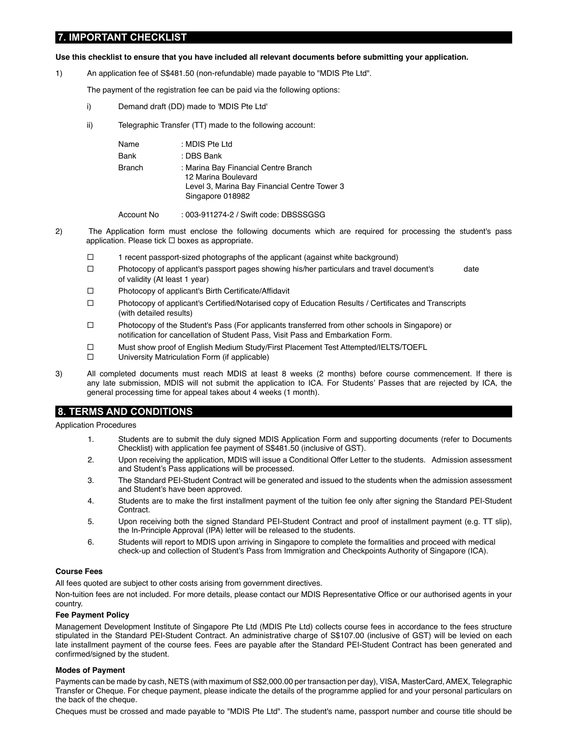## 7. IMPORTANT CHECKLIST

**Use this checklist to ensure that you have included all relevant documents before submitting your application.**

1) An application fee of S$481.50 (non-refundable) made payable to "MDIS Pte Ltd".

   The payment of the registration fee can be paid via the following options:

   i) Demand draft (DD) made to 'MDIS Pte Ltd'

   ii) Telegraphic Transfer (TT) made to the following account:

   | | |
   |---|---|
   | Name | : MDIS Pte Ltd |
   | Bank | : DBS Bank |
   | Branch | : Marina Bay Financial Centre Branch<br>12 Marina Boulevard<br>Level 3, Marina Bay Financial Centre Tower 3<br>Singapore 018982 |
   | Account No | : 003-911274-2 / Swift code: DBSSSGSG |

2) The Application form must enclose the following documents which are required for processing the student's pass application. Please tick ☐ boxes as appropriate.

   - ☐ 1 recent passport-sized photographs of the applicant (against white background)
   - ☐ Photocopy of applicant's passport pages showing his/her particulars and travel document's date of validity (At least 1 year)
   - ☐ Photocopy of applicant's Birth Certificate/Affidavit
   - ☐ Photocopy of applicant's Certified/Notarised copy of Education Results / Certificates and Transcripts (with detailed results)
   - ☐ Photocopy of the Student's Pass (For applicants transferred from other schools in Singapore) or notification for cancellation of Student Pass, Visit Pass and Embarkation Form.
   - ☐ Must show proof of English Medium Study/First Placement Test Attempted/IELTS/TOEFL
   - ☐ University Matriculation Form (if applicable)

3) All completed documents must reach MDIS at least 8 weeks (2 months) before course commencement. If there is any late submission, MDIS will not submit the application to ICA. For Students' Passes that are rejected by ICA, the general processing time for appeal takes about 4 weeks (1 month).

## 8. TERMS AND CONDITIONS

Application Procedures

1. Students are to submit the duly signed MDIS Application Form and supporting documents (refer to Documents Checklist) with application fee payment of S$481.50 (inclusive of GST).
2. Upon receiving the application, MDIS will issue a Conditional Offer Letter to the students. Admission assessment and Student's Pass applications will be processed.
3. The Standard PEI-Student Contract will be generated and issued to the students when the admission assessment and Student's have been approved.
4. Students are to make the first installment payment of the tuition fee only after signing the Standard PEI-Student Contract.
5. Upon receiving both the signed Standard PEI-Student Contract and proof of installment payment (e.g. TT slip), the In-Principle Approval (IPA) letter will be released to the students.
6. Students will report to MDIS upon arriving in Singapore to complete the formalities and proceed with medical check-up and collection of Student's Pass from Immigration and Checkpoints Authority of Singapore (ICA).

**Course Fees**

All fees quoted are subject to other costs arising from government directives.

Non-tuition fees are not included. For more details, please contact our MDIS Representative Office or our authorised agents in your country.

**Fee Payment Policy**

Management Development Institute of Singapore Pte Ltd (MDIS Pte Ltd) collects course fees in accordance to the fees structure stipulated in the Standard PEI-Student Contract. An administrative charge of S$107.00 (inclusive of GST) will be levied on each late installment payment of the course fees. Fees are payable after the Standard PEI-Student Contract has been generated and confirmed/signed by the student.

**Modes of Payment**

Payments can be made by cash, NETS (with maximum of S$2,000.00 per transaction per day), VISA, MasterCard, AMEX, Telegraphic Transfer or Cheque. For cheque payment, please indicate the details of the programme applied for and your personal particulars on the back of the cheque.

Cheques must be crossed and made payable to "MDIS Pte Ltd". The student's name, passport number and course title should be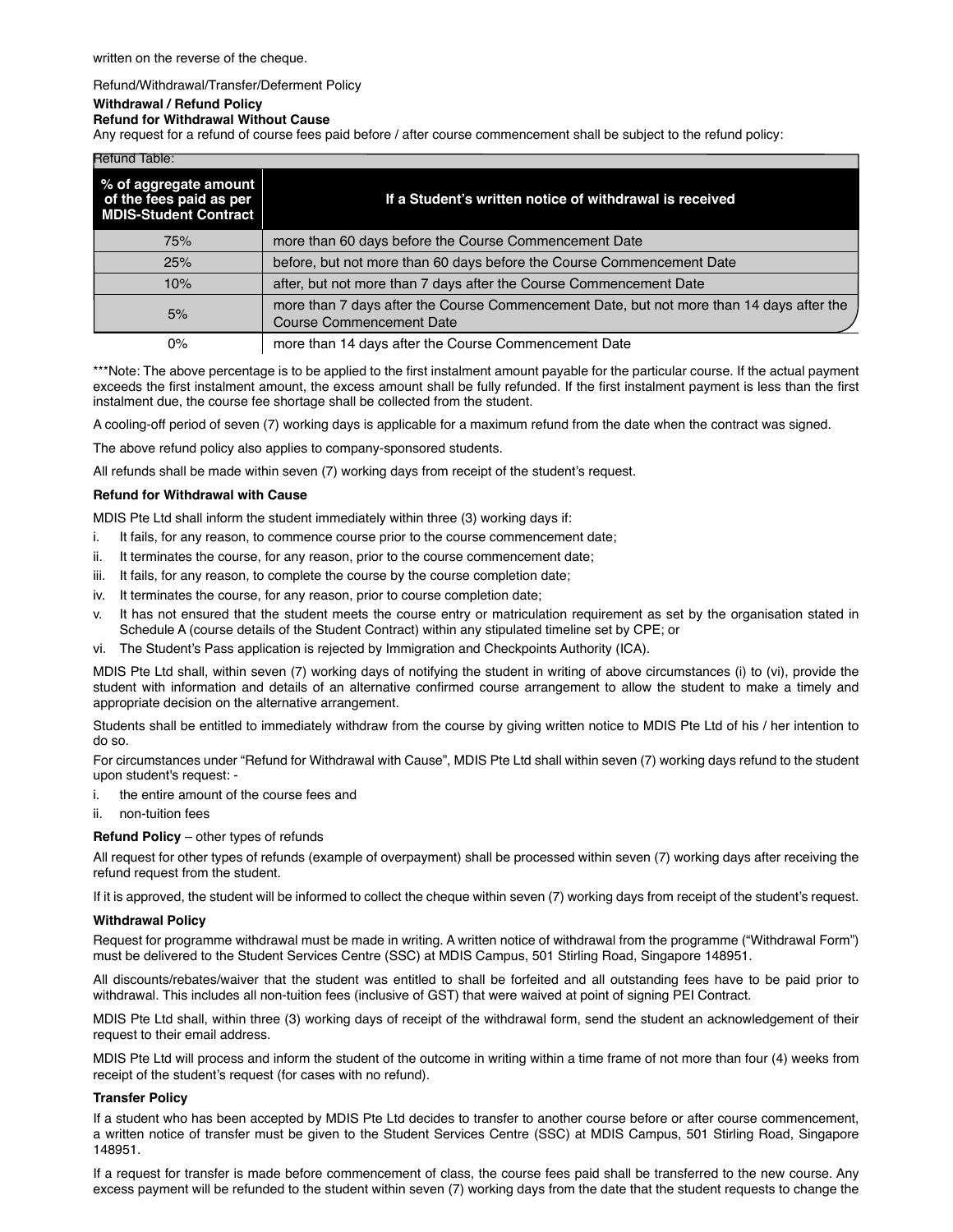written on the reverse of the cheque.

Refund/Withdrawal/Transfer/Deferment Policy

**Withdrawal / Refund Policy**

**Refund for Withdrawal Without Cause**

Any request for a refund of course fees paid before / after course commencement shall be subject to the refund policy:

Refund Table:

| % of aggregate amount of the fees paid as per MDIS-Student Contract | If a Student's written notice of withdrawal is received |
|---|---|
| 75% | more than 60 days before the Course Commencement Date |
| 25% | before, but not more than 60 days before the Course Commencement Date |
| 10% | after, but not more than 7 days after the Course Commencement Date |
| 5% | more than 7 days after the Course Commencement Date, but not more than 14 days after the Course Commencement Date |
| 0% | more than 14 days after the Course Commencement Date |

***Note: The above percentage is to be applied to the first instalment amount payable for the particular course. If the actual payment exceeds the first instalment amount, the excess amount shall be fully refunded. If the first instalment payment is less than the first instalment due, the course fee shortage shall be collected from the student.

A cooling-off period of seven (7) working days is applicable for a maximum refund from the date when the contract was signed.

The above refund policy also applies to company-sponsored students.

All refunds shall be made within seven (7) working days from receipt of the student's request.

**Refund for Withdrawal with Cause**

MDIS Pte Ltd shall inform the student immediately within three (3) working days if:

i. It fails, for any reason, to commence course prior to the course commencement date;
ii. It terminates the course, for any reason, prior to the course commencement date;
iii. It fails, for any reason, to complete the course by the course completion date;
iv. It terminates the course, for any reason, prior to course completion date;
v. It has not ensured that the student meets the course entry or matriculation requirement as set by the organisation stated in Schedule A (course details of the Student Contract) within any stipulated timeline set by CPE; or
vi. The Student's Pass application is rejected by Immigration and Checkpoints Authority (ICA).

MDIS Pte Ltd shall, within seven (7) working days of notifying the student in writing of above circumstances (i) to (vi), provide the student with information and details of an alternative confirmed course arrangement to allow the student to make a timely and appropriate decision on the alternative arrangement.

Students shall be entitled to immediately withdraw from the course by giving written notice to MDIS Pte Ltd of his / her intention to do so.

For circumstances under "Refund for Withdrawal with Cause", MDIS Pte Ltd shall within seven (7) working days refund to the student upon student's request: -

i. the entire amount of the course fees and
ii. non-tuition fees

**Refund Policy** – other types of refunds

All request for other types of refunds (example of overpayment) shall be processed within seven (7) working days after receiving the refund request from the student.

If it is approved, the student will be informed to collect the cheque within seven (7) working days from receipt of the student's request.

**Withdrawal Policy**

Request for programme withdrawal must be made in writing. A written notice of withdrawal from the programme ("Withdrawal Form") must be delivered to the Student Services Centre (SSC) at MDIS Campus, 501 Stirling Road, Singapore 148951.

All discounts/rebates/waiver that the student was entitled to shall be forfeited and all outstanding fees have to be paid prior to withdrawal. This includes all non-tuition fees (inclusive of GST) that were waived at point of signing PEI Contract.

MDIS Pte Ltd shall, within three (3) working days of receipt of the withdrawal form, send the student an acknowledgement of their request to their email address.

MDIS Pte Ltd will process and inform the student of the outcome in writing within a time frame of not more than four (4) weeks from receipt of the student's request (for cases with no refund).

**Transfer Policy**

If a student who has been accepted by MDIS Pte Ltd decides to transfer to another course before or after course commencement, a written notice of transfer must be given to the Student Services Centre (SSC) at MDIS Campus, 501 Stirling Road, Singapore 148951.

If a request for transfer is made before commencement of class, the course fees paid shall be transferred to the new course. Any excess payment will be refunded to the student within seven (7) working days from the date that the student requests to change the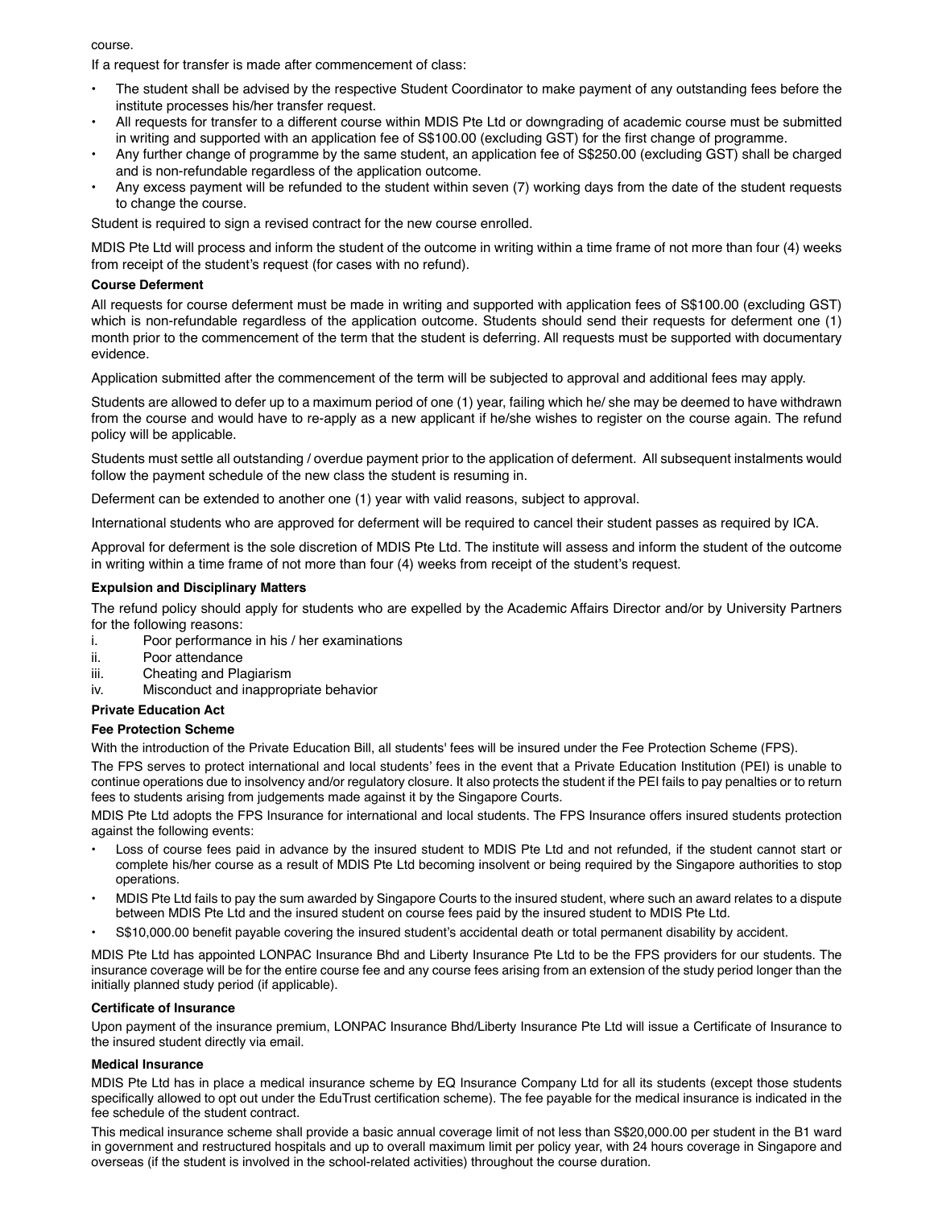course.

If a request for transfer is made after commencement of class:

- The student shall be advised by the respective Student Coordinator to make payment of any outstanding fees before the institute processes his/her transfer request.
- All requests for transfer to a different course within MDIS Pte Ltd or downgrading of academic course must be submitted in writing and supported with an application fee of S$100.00 (excluding GST) for the first change of programme.
- Any further change of programme by the same student, an application fee of S$250.00 (excluding GST) shall be charged and is non-refundable regardless of the application outcome.
- Any excess payment will be refunded to the student within seven (7) working days from the date of the student requests to change the course.

Student is required to sign a revised contract for the new course enrolled.

MDIS Pte Ltd will process and inform the student of the outcome in writing within a time frame of not more than four (4) weeks from receipt of the student's request (for cases with no refund).

**Course Deferment**

All requests for course deferment must be made in writing and supported with application fees of S$100.00 (excluding GST) which is non-refundable regardless of the application outcome. Students should send their requests for deferment one (1) month prior to the commencement of the term that the student is deferring. All requests must be supported with documentary evidence.

Application submitted after the commencement of the term will be subjected to approval and additional fees may apply.

Students are allowed to defer up to a maximum period of one (1) year, failing which he/ she may be deemed to have withdrawn from the course and would have to re-apply as a new applicant if he/she wishes to register on the course again. The refund policy will be applicable.

Students must settle all outstanding / overdue payment prior to the application of deferment. All subsequent instalments would follow the payment schedule of the new class the student is resuming in.

Deferment can be extended to another one (1) year with valid reasons, subject to approval.

International students who are approved for deferment will be required to cancel their student passes as required by ICA.

Approval for deferment is the sole discretion of MDIS Pte Ltd. The institute will assess and inform the student of the outcome in writing within a time frame of not more than four (4) weeks from receipt of the student's request.

**Expulsion and Disciplinary Matters**

The refund policy should apply for students who are expelled by the Academic Affairs Director and/or by University Partners for the following reasons:

i. Poor performance in his / her examinations
ii. Poor attendance
iii. Cheating and Plagiarism
iv. Misconduct and inappropriate behavior

**Private Education Act**

**Fee Protection Scheme**

With the introduction of the Private Education Bill, all students' fees will be insured under the Fee Protection Scheme (FPS).

The FPS serves to protect international and local students' fees in the event that a Private Education Institution (PEI) is unable to continue operations due to insolvency and/or regulatory closure. It also protects the student if the PEI fails to pay penalties or to return fees to students arising from judgements made against it by the Singapore Courts.

MDIS Pte Ltd adopts the FPS Insurance for international and local students. The FPS Insurance offers insured students protection against the following events:

- Loss of course fees paid in advance by the insured student to MDIS Pte Ltd and not refunded, if the student cannot start or complete his/her course as a result of MDIS Pte Ltd becoming insolvent or being required by the Singapore authorities to stop operations.
- MDIS Pte Ltd fails to pay the sum awarded by Singapore Courts to the insured student, where such an award relates to a dispute between MDIS Pte Ltd and the insured student on course fees paid by the insured student to MDIS Pte Ltd.
- S$10,000.00 benefit payable covering the insured student's accidental death or total permanent disability by accident.

MDIS Pte Ltd has appointed LONPAC Insurance Bhd and Liberty Insurance Pte Ltd to be the FPS providers for our students. The insurance coverage will be for the entire course fee and any course fees arising from an extension of the study period longer than the initially planned study period (if applicable).

**Certificate of Insurance**

Upon payment of the insurance premium, LONPAC Insurance Bhd/Liberty Insurance Pte Ltd will issue a Certificate of Insurance to the insured student directly via email.

**Medical Insurance**

MDIS Pte Ltd has in place a medical insurance scheme by EQ Insurance Company Ltd for all its students (except those students specifically allowed to opt out under the EduTrust certification scheme). The fee payable for the medical insurance is indicated in the fee schedule of the student contract.

This medical insurance scheme shall provide a basic annual coverage limit of not less than S$20,000.00 per student in the B1 ward in government and restructured hospitals and up to overall maximum limit per policy year, with 24 hours coverage in Singapore and overseas (if the student is involved in the school-related activities) throughout the course duration.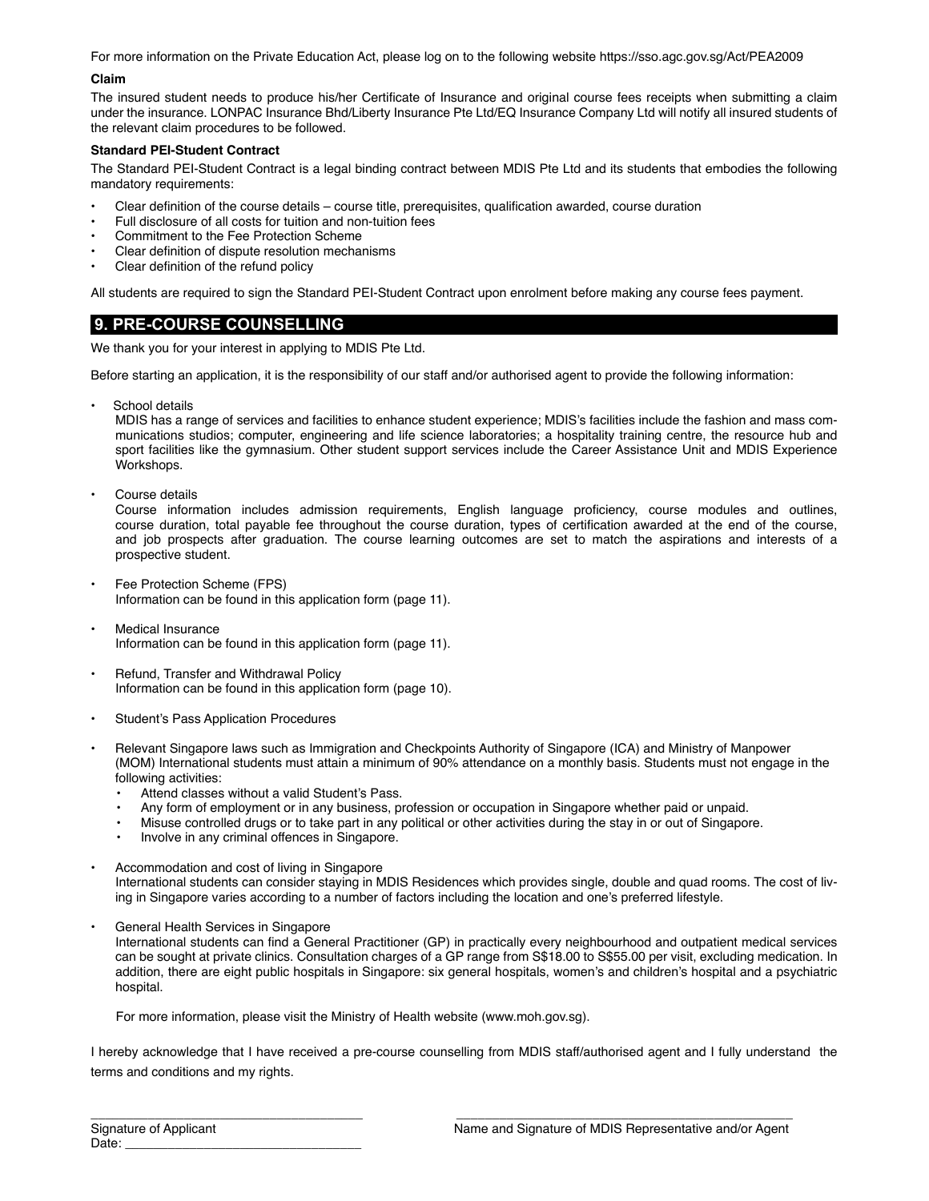For more information on the Private Education Act, please log on to the following website https://sso.agc.gov.sg/Act/PEA2009

**Claim**

The insured student needs to produce his/her Certificate of Insurance and original course fees receipts when submitting a claim under the insurance. LONPAC Insurance Bhd/Liberty Insurance Pte Ltd/EQ Insurance Company Ltd will notify all insured students of the relevant claim procedures to be followed.

**Standard PEI-Student Contract**

The Standard PEI-Student Contract is a legal binding contract between MDIS Pte Ltd and its students that embodies the following mandatory requirements:

- Clear definition of the course details – course title, prerequisites, qualification awarded, course duration
- Full disclosure of all costs for tuition and non-tuition fees
- Commitment to the Fee Protection Scheme
- Clear definition of dispute resolution mechanisms
- Clear definition of the refund policy

All students are required to sign the Standard PEI-Student Contract upon enrolment before making any course fees payment.

## 9. PRE-COURSE COUNSELLING

We thank you for your interest in applying to MDIS Pte Ltd.

Before starting an application, it is the responsibility of our staff and/or authorised agent to provide the following information:

- School details
  MDIS has a range of services and facilities to enhance student experience; MDIS's facilities include the fashion and mass communications studios; computer, engineering and life science laboratories; a hospitality training centre, the resource hub and sport facilities like the gymnasium. Other student support services include the Career Assistance Unit and MDIS Experience Workshops.

- Course details
  Course information includes admission requirements, English language proficiency, course modules and outlines, course duration, total payable fee throughout the course duration, types of certification awarded at the end of the course, and job prospects after graduation. The course learning outcomes are set to match the aspirations and interests of a prospective student.

- Fee Protection Scheme (FPS)
  Information can be found in this application form (page 11).

- Medical Insurance
  Information can be found in this application form (page 11).

- Refund, Transfer and Withdrawal Policy
  Information can be found in this application form (page 10).

- Student's Pass Application Procedures

- Relevant Singapore laws such as Immigration and Checkpoints Authority of Singapore (ICA) and Ministry of Manpower (MOM) International students must attain a minimum of 90% attendance on a monthly basis. Students must not engage in the following activities:
  - Attend classes without a valid Student's Pass.
  - Any form of employment or in any business, profession or occupation in Singapore whether paid or unpaid.
  - Misuse controlled drugs or to take part in any political or other activities during the stay in or out of Singapore.
  - Involve in any criminal offences in Singapore.

- Accommodation and cost of living in Singapore
  International students can consider staying in MDIS Residences which provides single, double and quad rooms. The cost of living in Singapore varies according to a number of factors including the location and one's preferred lifestyle.

- General Health Services in Singapore
  International students can find a General Practitioner (GP) in practically every neighbourhood and outpatient medical services can be sought at private clinics. Consultation charges of a GP range from S$18.00 to S$55.00 per visit, excluding medication. In addition, there are eight public hospitals in Singapore: six general hospitals, women's and children's hospital and a psychiatric hospital.

  For more information, please visit the Ministry of Health website (www.moh.gov.sg).

I hereby acknowledge that I have received a pre-course counselling from MDIS staff/authorised agent and I fully understand the terms and conditions and my rights.

\_\_\_\_\_\_\_\_\_\_\_\_\_\_\_\_\_\_\_\_\_\_\_\_\_\_\_\_\_\_\_\_\_\_\_\_\_\_
Signature of Applicant
Date: \_\_\_\_\_\_\_\_\_\_\_\_\_\_\_\_\_\_\_\_\_\_\_\_\_\_\_\_\_\_\_\_

\_\_\_\_\_\_\_\_\_\_\_\_\_\_\_\_\_\_\_\_\_\_\_\_\_\_\_\_\_\_\_\_\_\_\_\_\_\_\_\_\_\_\_\_\_\_\_\_
Name and Signature of MDIS Representative and/or Agent